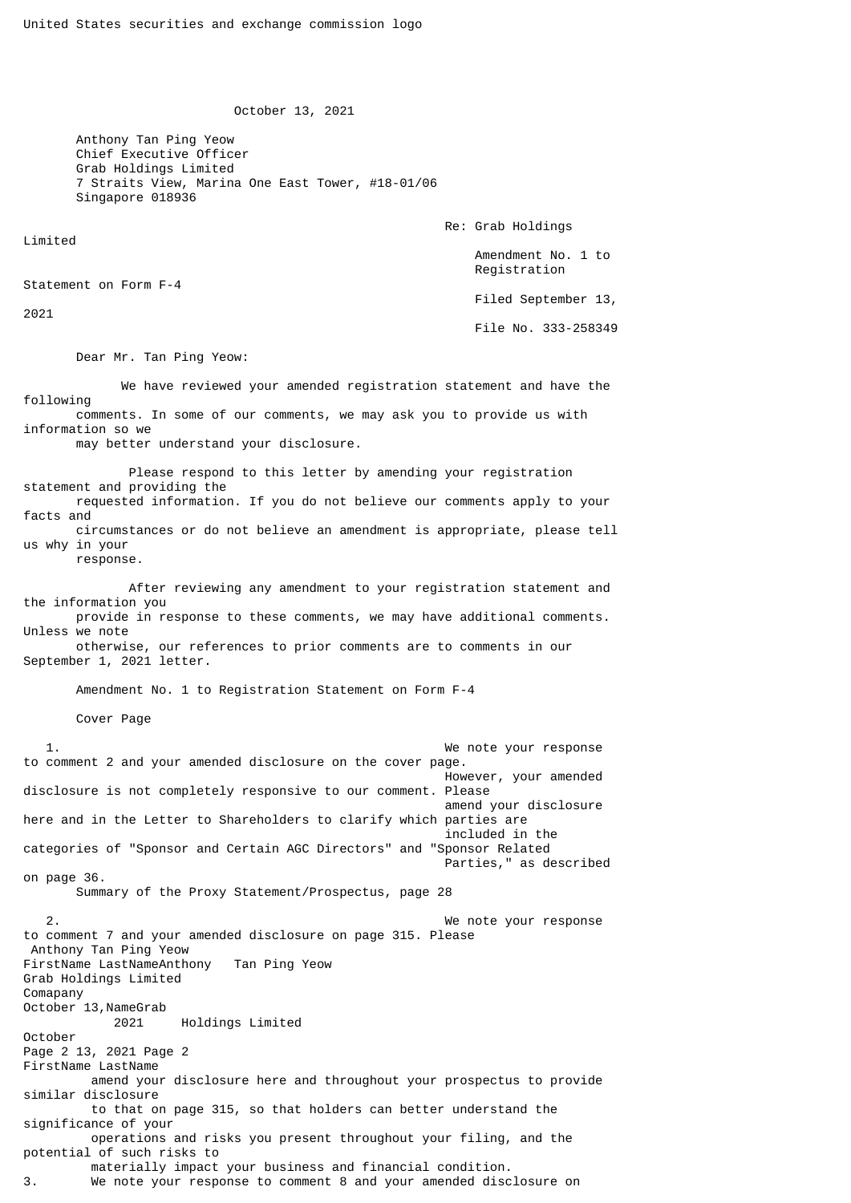United States securities and exchange commission logo

October 13, 2021

Anthony Tan Ping Yeow
Chief Executive Officer
Grab Holdings Limited
7 Straits View, Marina One East Tower, #18-01/06
Singapore 018936

Re: Grab Holdings Limited
Amendment No. 1 to Registration Statement on Form F-4
Filed September 13, 2021
File No. 333-258349

Dear Mr. Tan Ping Yeow:

We have reviewed your amended registration statement and have the following comments. In some of our comments, we may ask you to provide us with information so we may better understand your disclosure.

Please respond to this letter by amending your registration statement and providing the requested information. If you do not believe our comments apply to your facts and circumstances or do not believe an amendment is appropriate, please tell us why in your response.

After reviewing any amendment to your registration statement and the information you provide in response to these comments, we may have additional comments. Unless we note otherwise, our references to prior comments are to comments in our September 1, 2021 letter.

Amendment No. 1 to Registration Statement on Form F-4

Cover Page

1. We note your response to comment 2 and your amended disclosure on the cover page. However, your amended disclosure is not completely responsive to our comment. Please amend your disclosure here and in the Letter to Shareholders to clarify which parties are included in the categories of "Sponsor and Certain AGC Directors" and "Sponsor Related Parties," as described on page 36.

Summary of the Proxy Statement/Prospectus, page 28

2. We note your response to comment 7 and your amended disclosure on page 315. Please amend your disclosure here and throughout your prospectus to provide similar disclosure to that on page 315, so that holders can better understand the significance of your operations and risks you present throughout your filing, and the potential of such risks to materially impact your business and financial condition.

3. We note your response to comment 8 and your amended disclosure on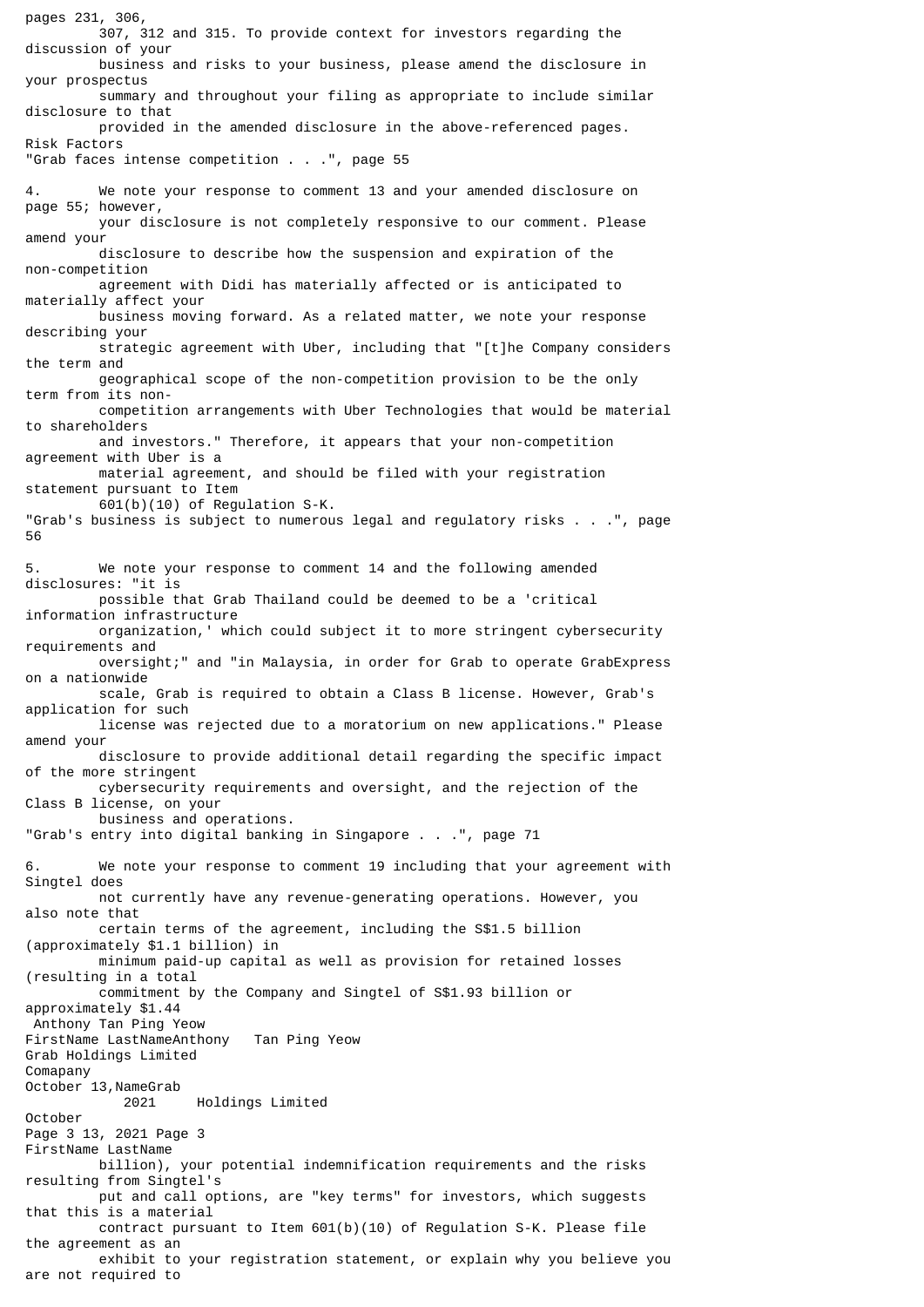pages 231, 306, 307, 312 and 315. To provide context for investors regarding the discussion of your business and risks to your business, please amend the disclosure in your prospectus summary and throughout your filing as appropriate to include similar disclosure to that provided in the amended disclosure in the above-referenced pages.

Risk Factors

"Grab faces intense competition . . .", page 55

4. We note your response to comment 13 and your amended disclosure on page 55; however, your disclosure is not completely responsive to our comment. Please amend your disclosure to describe how the suspension and expiration of the non-competition agreement with Didi has materially affected or is anticipated to materially affect your business moving forward. As a related matter, we note your response describing your strategic agreement with Uber, including that "[t]he Company considers the term and geographical scope of the non-competition provision to be the only term from its non-competition arrangements with Uber Technologies that would be material to shareholders and investors." Therefore, it appears that your non-competition agreement with Uber is a material agreement, and should be filed with your registration statement pursuant to Item 601(b)(10) of Regulation S-K.

"Grab's business is subject to numerous legal and regulatory risks . . .", page 56

5. We note your response to comment 14 and the following amended disclosures: "it is possible that Grab Thailand could be deemed to be a 'critical information infrastructure organization,' which could subject it to more stringent cybersecurity requirements and oversight;" and "in Malaysia, in order for Grab to operate GrabExpress on a nationwide scale, Grab is required to obtain a Class B license. However, Grab's application for such license was rejected due to a moratorium on new applications." Please amend your disclosure to provide additional detail regarding the specific impact of the more stringent cybersecurity requirements and oversight, and the rejection of the Class B license, on your business and operations.

"Grab's entry into digital banking in Singapore . . .", page 71

6. We note your response to comment 19 including that your agreement with Singtel does not currently have any revenue-generating operations. However, you also note that certain terms of the agreement, including the S$1.5 billion (approximately $1.1 billion) in minimum paid-up capital as well as provision for retained losses (resulting in a total commitment by the Company and Singtel of S$1.93 billion or approximately $1.44 billion), your potential indemnification requirements and the risks resulting from Singtel's put and call options, are "key terms" for investors, which suggests that this is a material contract pursuant to Item 601(b)(10) of Regulation S-K. Please file the agreement as an exhibit to your registration statement, or explain why you believe you are not required to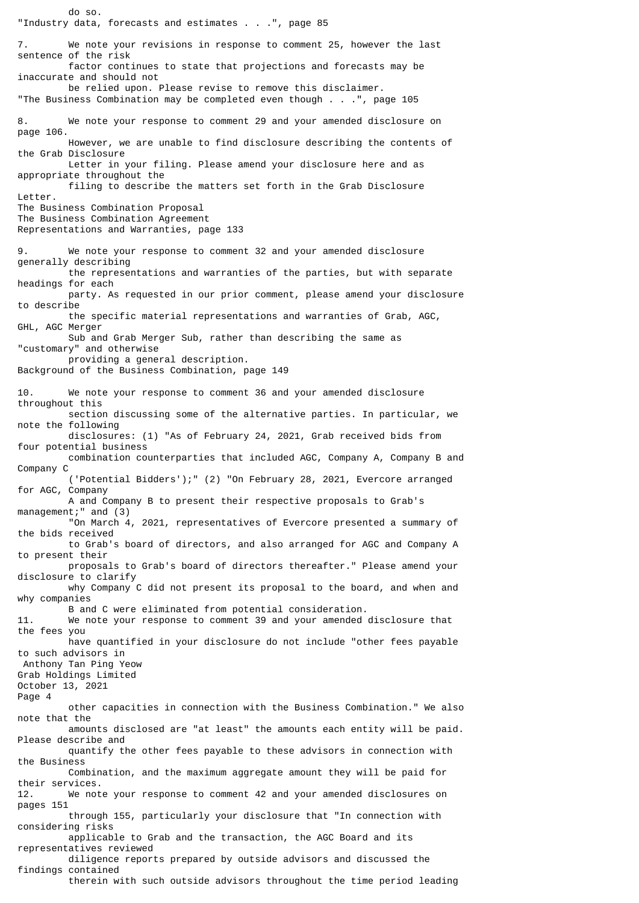do so.

"Industry data, forecasts and estimates . . .", page 85

7. We note your revisions in response to comment 25, however the last sentence of the risk factor continues to state that projections and forecasts may be inaccurate and should not be relied upon. Please revise to remove this disclaimer.

"The Business Combination may be completed even though . . .", page 105

8. We note your response to comment 29 and your amended disclosure on page 106. However, we are unable to find disclosure describing the contents of the Grab Disclosure Letter in your filing. Please amend your disclosure here and as appropriate throughout the filing to describe the matters set forth in the Grab Disclosure Letter.

The Business Combination Proposal
The Business Combination Agreement
Representations and Warranties, page 133

9. We note your response to comment 32 and your amended disclosure generally describing the representations and warranties of the parties, but with separate headings for each party. As requested in our prior comment, please amend your disclosure to describe the specific material representations and warranties of Grab, AGC, GHL, AGC Merger Sub and Grab Merger Sub, rather than describing the same as "customary" and otherwise providing a general description.

Background of the Business Combination, page 149

10. We note your response to comment 36 and your amended disclosure throughout this section discussing some of the alternative parties. In particular, we note the following disclosures: (1) "As of February 24, 2021, Grab received bids from four potential business combination counterparties that included AGC, Company A, Company B and Company C ('Potential Bidders');" (2) "On February 28, 2021, Evercore arranged for AGC, Company A and Company B to present their respective proposals to Grab's management;" and (3) "On March 4, 2021, representatives of Evercore presented a summary of the bids received to Grab's board of directors, and also arranged for AGC and Company A to present their proposals to Grab's board of directors thereafter." Please amend your disclosure to clarify why Company C did not present its proposal to the board, and when and why companies B and C were eliminated from potential consideration.

11. We note your response to comment 39 and your amended disclosure that the fees you have quantified in your disclosure do not include "other fees payable to such advisors in other capacities in connection with the Business Combination." We also note that the amounts disclosed are "at least" the amounts each entity will be paid. Please describe and quantify the other fees payable to these advisors in connection with the Business Combination, and the maximum aggregate amount they will be paid for their services.

12. We note your response to comment 42 and your amended disclosures on pages 151 through 155, particularly your disclosure that "In connection with considering risks applicable to Grab and the transaction, the AGC Board and its representatives reviewed diligence reports prepared by outside advisors and discussed the findings contained therein with such outside advisors throughout the time period leading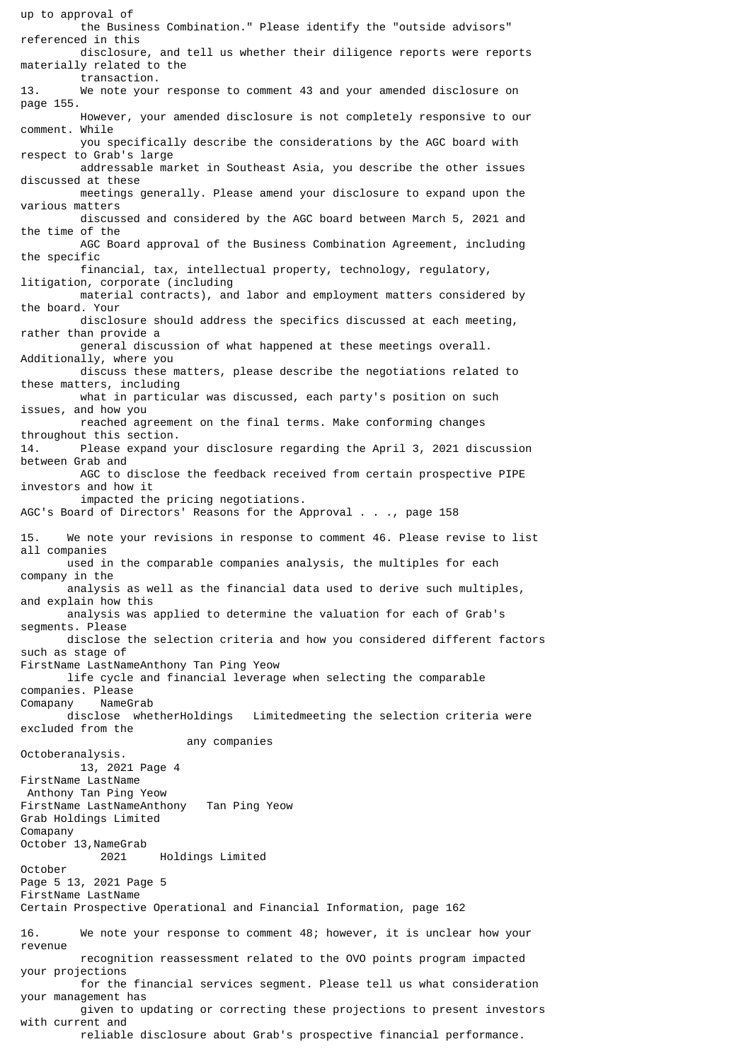up to approval of the Business Combination." Please identify the "outside advisors" referenced in this disclosure, and tell us whether their diligence reports were reports materially related to the transaction.

13. We note your response to comment 43 and your amended disclosure on page 155. However, your amended disclosure is not completely responsive to our comment. While you specifically describe the considerations by the AGC board with respect to Grab's large addressable market in Southeast Asia, you describe the other issues discussed at these meetings generally. Please amend your disclosure to expand upon the various matters discussed and considered by the AGC board between March 5, 2021 and the time of the AGC Board approval of the Business Combination Agreement, including the specific financial, tax, intellectual property, technology, regulatory, litigation, corporate (including material contracts), and labor and employment matters considered by the board. Your disclosure should address the specifics discussed at each meeting, rather than provide a general discussion of what happened at these meetings overall. Additionally, where you discuss these matters, please describe the negotiations related to these matters, including what in particular was discussed, each party's position on such issues, and how you reached agreement on the final terms. Make conforming changes throughout this section.

14. Please expand your disclosure regarding the April 3, 2021 discussion between Grab and AGC to disclose the feedback received from certain prospective PIPE investors and how it impacted the pricing negotiations.

AGC's Board of Directors' Reasons for the Approval . . ., page 158

15. We note your revisions in response to comment 46. Please revise to list all companies used in the comparable companies analysis, the multiples for each company in the analysis as well as the financial data used to derive such multiples, and explain how this analysis was applied to determine the valuation for each of Grab's segments. Please disclose the selection criteria and how you considered different factors such as stage of life cycle and financial leverage when selecting the comparable companies. Please disclose whether any companies meeting the selection criteria were excluded from the analysis.

Certain Prospective Operational and Financial Information, page 162

16. We note your response to comment 48; however, it is unclear how your revenue recognition reassessment related to the OVO points program impacted your projections for the financial services segment. Please tell us what consideration your management has given to updating or correcting these projections to present investors with current and reliable disclosure about Grab's prospective financial performance.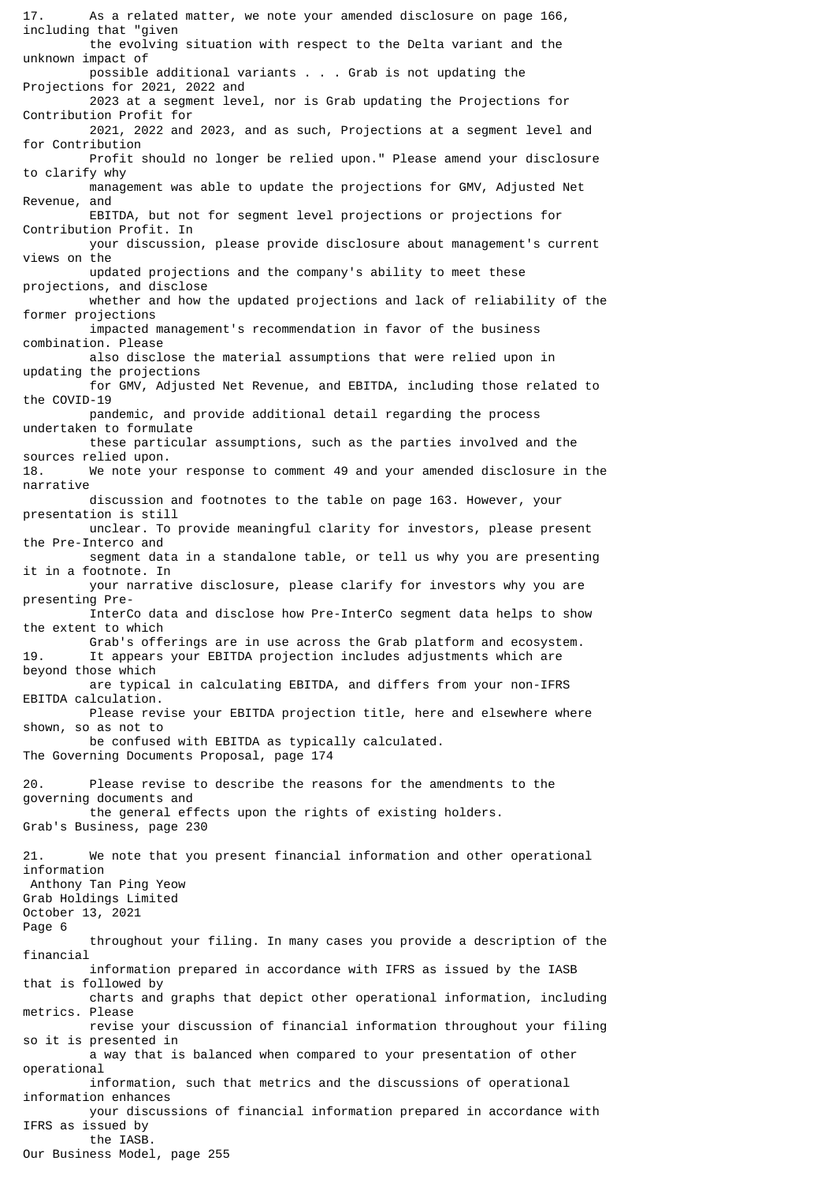17. As a related matter, we note your amended disclosure on page 166, including that "given the evolving situation with respect to the Delta variant and the unknown impact of possible additional variants . . . Grab is not updating the Projections for 2021, 2022 and 2023 at a segment level, nor is Grab updating the Projections for Contribution Profit for 2021, 2022 and 2023, and as such, Projections at a segment level and for Contribution Profit should no longer be relied upon." Please amend your disclosure to clarify why management was able to update the projections for GMV, Adjusted Net Revenue, and EBITDA, but not for segment level projections or projections for Contribution Profit. In your discussion, please provide disclosure about management's current views on the updated projections and the company's ability to meet these projections, and disclose whether and how the updated projections and lack of reliability of the former projections impacted management's recommendation in favor of the business combination. Please also disclose the material assumptions that were relied upon in updating the projections for GMV, Adjusted Net Revenue, and EBITDA, including those related to the COVID-19 pandemic, and provide additional detail regarding the process undertaken to formulate these particular assumptions, such as the parties involved and the sources relied upon.

18. We note your response to comment 49 and your amended disclosure in the narrative discussion and footnotes to the table on page 163. However, your presentation is still unclear. To provide meaningful clarity for investors, please present the Pre-Interco and segment data in a standalone table, or tell us why you are presenting it in a footnote. In your narrative disclosure, please clarify for investors why you are presenting Pre-InterCo data and disclose how Pre-InterCo segment data helps to show the extent to which Grab's offerings are in use across the Grab platform and ecosystem.

19. It appears your EBITDA projection includes adjustments which are beyond those which are typical in calculating EBITDA, and differs from your non-IFRS EBITDA calculation. Please revise your EBITDA projection title, here and elsewhere where shown, so as not to be confused with EBITDA as typically calculated.

The Governing Documents Proposal, page 174

20. Please revise to describe the reasons for the amendments to the governing documents and the general effects upon the rights of existing holders.

Grab's Business, page 230

21. We note that you present financial information and other operational information throughout your filing. In many cases you provide a description of the financial information prepared in accordance with IFRS as issued by the IASB that is followed by charts and graphs that depict other operational information, including metrics. Please revise your discussion of financial information throughout your filing so it is presented in a way that is balanced when compared to your presentation of other operational information, such that metrics and the discussions of operational information enhances your discussions of financial information prepared in accordance with IFRS as issued by the IASB.

Our Business Model, page 255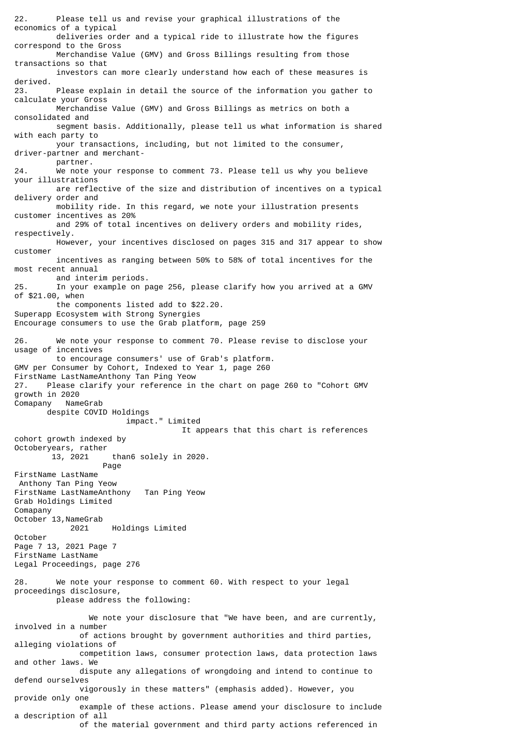22. Please tell us and revise your graphical illustrations of the economics of a typical deliveries order and a typical ride to illustrate how the figures correspond to the Gross Merchandise Value (GMV) and Gross Billings resulting from those transactions so that investors can more clearly understand how each of these measures is derived.

23. Please explain in detail the source of the information you gather to calculate your Gross Merchandise Value (GMV) and Gross Billings as metrics on both a consolidated and segment basis. Additionally, please tell us what information is shared with each party to your transactions, including, but not limited to the consumer, driver-partner and merchant-partner.

24. We note your response to comment 73. Please tell us why you believe your illustrations are reflective of the size and distribution of incentives on a typical delivery order and mobility ride. In this regard, we note your illustration presents customer incentives as 20% and 29% of total incentives on delivery orders and mobility rides, respectively. However, your incentives disclosed on pages 315 and 317 appear to show customer incentives as ranging between 50% to 58% of total incentives for the most recent annual and interim periods.

25. In your example on page 256, please clarify how you arrived at a GMV of $21.00, when the components listed add to $22.20.

Superapp Ecosystem with Strong Synergies

Encourage consumers to use the Grab platform, page 259

26. We note your response to comment 70. Please revise to disclose your usage of incentives to encourage consumers' use of Grab's platform.

GMV per Consumer by Cohort, Indexed to Year 1, page 260

27. Please clarify your reference in the chart on page 260 to "Cohort GMV growth in 2020 despite COVID impact." It appears that this chart is references cohort growth indexed by years, rather than solely in 2020.

Legal Proceedings, page 276

28. We note your response to comment 60. With respect to your legal proceedings disclosure, please address the following:

- We note your disclosure that "We have been, and are currently, involved in a number of actions brought by government authorities and third parties, alleging violations of competition laws, consumer protection laws, data protection laws and other laws. We dispute any allegations of wrongdoing and intend to continue to defend ourselves vigorously in these matters" (emphasis added). However, you provide only one example of these actions. Please amend your disclosure to include a description of all of the material government and third party actions referenced in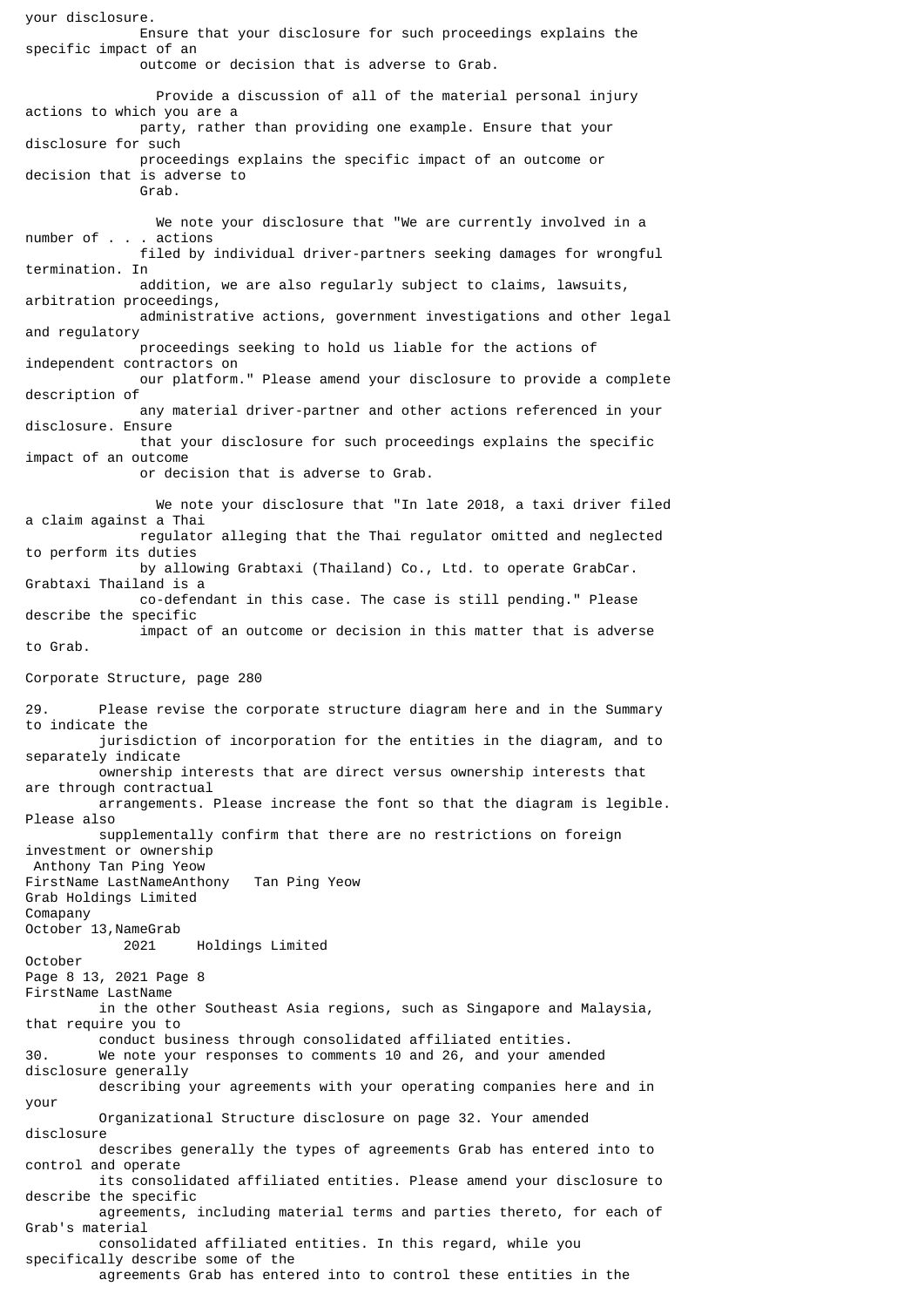your disclosure.

Ensure that your disclosure for such proceedings explains the specific impact of an outcome or decision that is adverse to Grab.

Provide a discussion of all of the material personal injury actions to which you are a party, rather than providing one example. Ensure that your disclosure for such proceedings explains the specific impact of an outcome or decision that is adverse to Grab.

We note your disclosure that "We are currently involved in a number of . . . actions filed by individual driver-partners seeking damages for wrongful termination. In addition, we are also regularly subject to claims, lawsuits, arbitration proceedings, administrative actions, government investigations and other legal and regulatory proceedings seeking to hold us liable for the actions of independent contractors on our platform." Please amend your disclosure to provide a complete description of any material driver-partner and other actions referenced in your disclosure. Ensure that your disclosure for such proceedings explains the specific impact of an outcome or decision that is adverse to Grab.

We note your disclosure that "In late 2018, a taxi driver filed a claim against a Thai regulator alleging that the Thai regulator omitted and neglected to perform its duties by allowing Grabtaxi (Thailand) Co., Ltd. to operate GrabCar. Grabtaxi Thailand is a co-defendant in this case. The case is still pending." Please describe the specific impact of an outcome or decision in this matter that is adverse to Grab.

Corporate Structure, page 280

29. Please revise the corporate structure diagram here and in the Summary to indicate the jurisdiction of incorporation for the entities in the diagram, and to separately indicate ownership interests that are direct versus ownership interests that are through contractual arrangements. Please increase the font so that the diagram is legible. Please also supplementally confirm that there are no restrictions on foreign investment or ownership in the other Southeast Asia regions, such as Singapore and Malaysia, that require you to conduct business through consolidated affiliated entities.

30. We note your responses to comments 10 and 26, and your amended disclosure generally describing your agreements with your operating companies here and in your Organizational Structure disclosure on page 32. Your amended disclosure describes generally the types of agreements Grab has entered into to control and operate its consolidated affiliated entities. Please amend your disclosure to describe the specific agreements, including material terms and parties thereto, for each of Grab's material consolidated affiliated entities. In this regard, while you specifically describe some of the agreements Grab has entered into to control these entities in the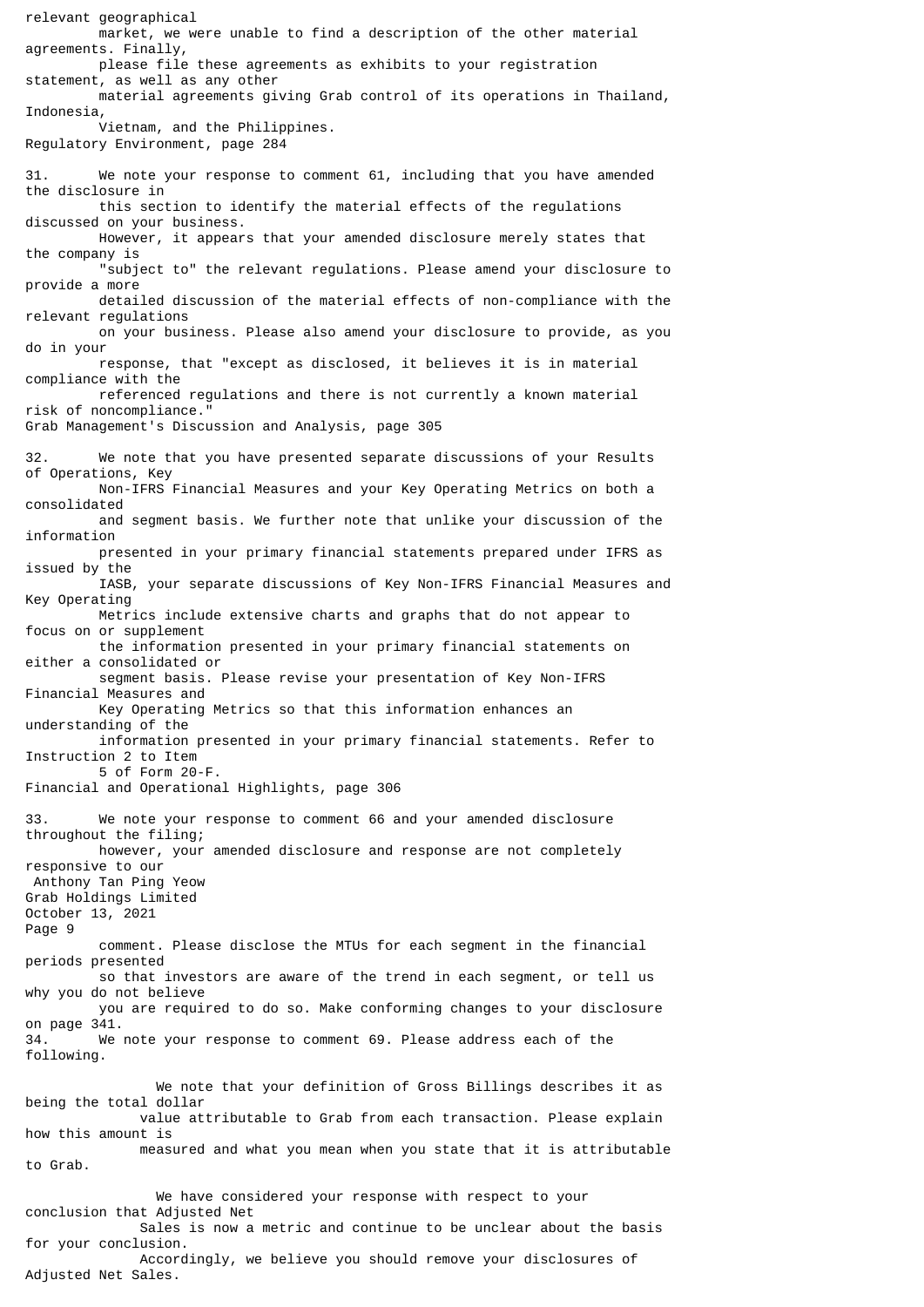relevant geographical market, we were unable to find a description of the other material agreements. Finally, please file these agreements as exhibits to your registration statement, as well as any other material agreements giving Grab control of its operations in Thailand, Indonesia, Vietnam, and the Philippines.

Regulatory Environment, page 284

31. We note your response to comment 61, including that you have amended the disclosure in this section to identify the material effects of the regulations discussed on your business. However, it appears that your amended disclosure merely states that the company is "subject to" the relevant regulations. Please amend your disclosure to provide a more detailed discussion of the material effects of non-compliance with the relevant regulations on your business. Please also amend your disclosure to provide, as you do in your response, that "except as disclosed, it believes it is in material compliance with the referenced regulations and there is not currently a known material risk of noncompliance."

Grab Management's Discussion and Analysis, page 305

32. We note that you have presented separate discussions of your Results of Operations, Key Non-IFRS Financial Measures and your Key Operating Metrics on both a consolidated and segment basis. We further note that unlike your discussion of the information presented in your primary financial statements prepared under IFRS as issued by the IASB, your separate discussions of Key Non-IFRS Financial Measures and Key Operating Metrics include extensive charts and graphs that do not appear to focus on or supplement the information presented in your primary financial statements on either a consolidated or segment basis. Please revise your presentation of Key Non-IFRS Financial Measures and Key Operating Metrics so that this information enhances an understanding of the information presented in your primary financial statements. Refer to Instruction 2 to Item 5 of Form 20-F.

Financial and Operational Highlights, page 306

33. We note your response to comment 66 and your amended disclosure throughout the filing; however, your amended disclosure and response are not completely responsive to our comment. Please disclose the MTUs for each segment in the financial periods presented so that investors are aware of the trend in each segment, or tell us why you do not believe you are required to do so. Make conforming changes to your disclosure on page 341.

34. We note your response to comment 69. Please address each of the following.

- We note that your definition of Gross Billings describes it as being the total dollar value attributable to Grab from each transaction. Please explain how this amount is measured and what you mean when you state that it is attributable to Grab.

- We have considered your response with respect to your conclusion that Adjusted Net Sales is now a metric and continue to be unclear about the basis for your conclusion. Accordingly, we believe you should remove your disclosures of Adjusted Net Sales.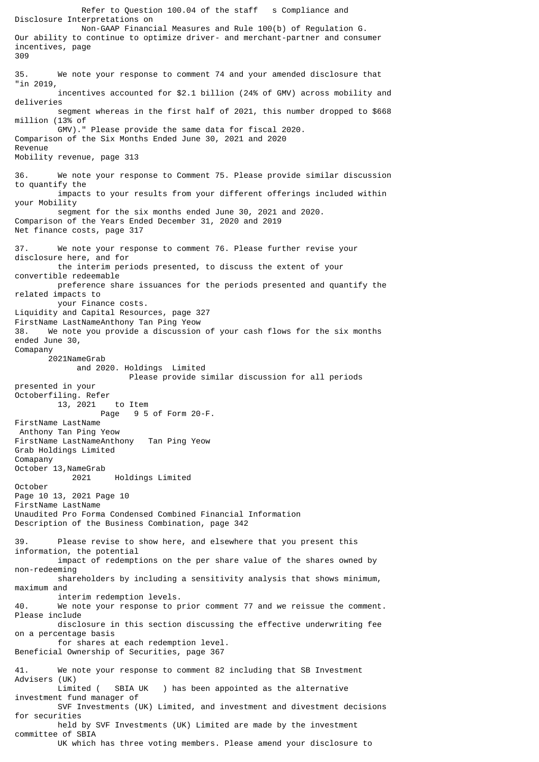Refer to Question 100.04 of the staff's Compliance and Disclosure Interpretations on Non-GAAP Financial Measures and Rule 100(b) of Regulation G.

Our ability to continue to optimize driver- and merchant-partner and consumer incentives, page 309

35. We note your response to comment 74 and your amended disclosure that "in 2019, incentives accounted for $2.1 billion (24% of GMV) across mobility and deliveries segment whereas in the first half of 2021, this number dropped to $668 million (13% of GMV)." Please provide the same data for fiscal 2020.

Comparison of the Six Months Ended June 30, 2021 and 2020
Revenue
Mobility revenue, page 313

36. We note your response to Comment 75. Please provide similar discussion to quantify the impacts to your results from your different offerings included within your Mobility segment for the six months ended June 30, 2021 and 2020.

Comparison of the Years Ended December 31, 2020 and 2019
Net finance costs, page 317

37. We note your response to comment 76. Please further revise your disclosure here, and for the interim periods presented, to discuss the extent of your convertible redeemable preference share issuances for the periods presented and quantify the related impacts to your Finance costs.

Liquidity and Capital Resources, page 327

38. We note you provide a discussion of your cash flows for the six months ended June 30, 2021 and 2020. Please provide similar discussion for all periods presented in your filing. Refer to Item 5 of Form 20-F.

Unaudited Pro Forma Condensed Combined Financial Information
Description of the Business Combination, page 342

39. Please revise to show here, and elsewhere that you present this information, the potential impact of redemptions on the per share value of the shares owned by non-redeeming shareholders by including a sensitivity analysis that shows minimum, maximum and interim redemption levels.

40. We note your response to prior comment 77 and we reissue the comment. Please include disclosure in this section discussing the effective underwriting fee on a percentage basis for shares at each redemption level.

Beneficial Ownership of Securities, page 367

41. We note your response to comment 82 including that SB Investment Advisers (UK) Limited ("SBIA UK") has been appointed as the alternative investment fund manager of SVF Investments (UK) Limited, and investment and divestment decisions for securities held by SVF Investments (UK) Limited are made by the investment committee of SBIA UK which has three voting members. Please amend your disclosure to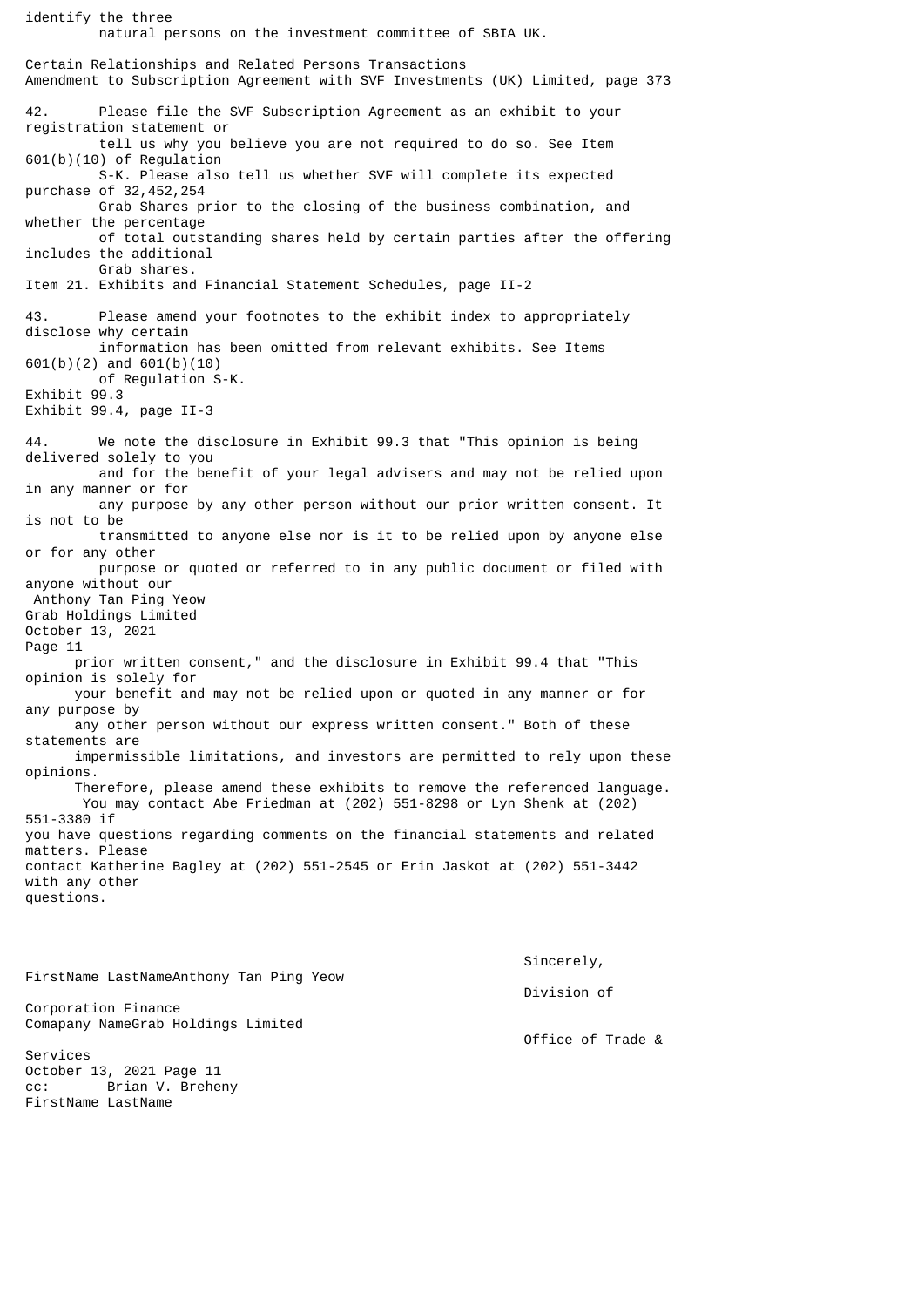identify the three natural persons on the investment committee of SBIA UK.

Certain Relationships and Related Persons Transactions
Amendment to Subscription Agreement with SVF Investments (UK) Limited, page 373

42. Please file the SVF Subscription Agreement as an exhibit to your registration statement or tell us why you believe you are not required to do so. See Item 601(b)(10) of Regulation S-K. Please also tell us whether SVF will complete its expected purchase of 32,452,254 Grab Shares prior to the closing of the business combination, and whether the percentage of total outstanding shares held by certain parties after the offering includes the additional Grab shares.

Item 21. Exhibits and Financial Statement Schedules, page II-2

43. Please amend your footnotes to the exhibit index to appropriately disclose why certain information has been omitted from relevant exhibits. See Items 601(b)(2) and 601(b)(10) of Regulation S-K.

Exhibit 99.3
Exhibit 99.4, page II-3

44. We note the disclosure in Exhibit 99.3 that "This opinion is being delivered solely to you and for the benefit of your legal advisers and may not be relied upon in any manner or for any purpose by any other person without our prior written consent. It is not to be transmitted to anyone else nor is it to be relied upon by anyone else or for any other purpose or quoted or referred to in any public document or filed with anyone without our prior written consent," and the disclosure in Exhibit 99.4 that "This opinion is solely for your benefit and may not be relied upon or quoted in any manner or for any purpose by any other person without our express written consent." Both of these statements are impermissible limitations, and investors are permitted to rely upon these opinions. Therefore, please amend these exhibits to remove the referenced language.

You may contact Abe Friedman at (202) 551-8298 or Lyn Shenk at (202) 551-3380 if you have questions regarding comments on the financial statements and related matters. Please contact Katherine Bagley at (202) 551-2545 or Erin Jaskot at (202) 551-3442 with any other questions.

Sincerely,

Division of Corporation Finance
Office of Trade & Services

cc: Brian V. Breheny